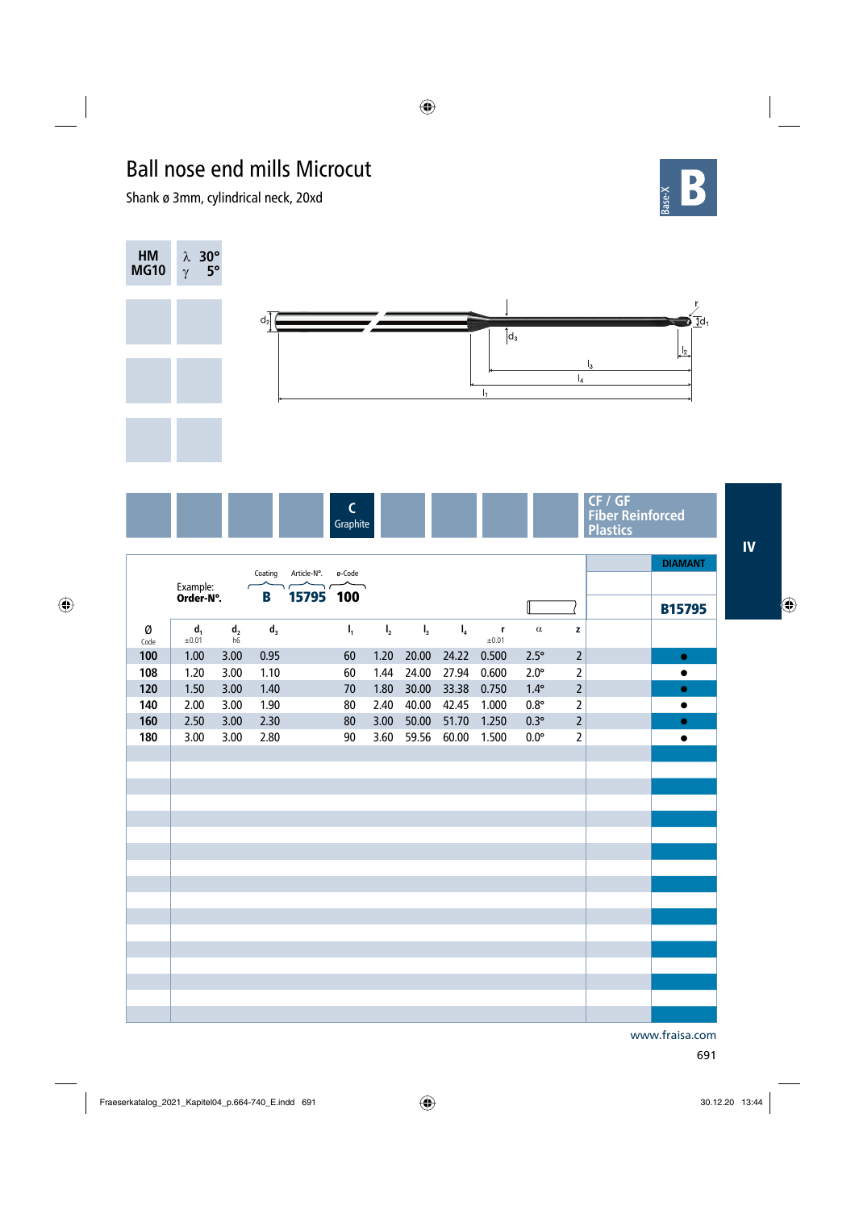# Ball nose end mills Microcut

Shank ø 3mm, cylindrical neck, 20xd

Base-X **B**

**HM MG10** | λ 30° γ 5°

C Graphite

CF / GF Fiber Reinforced Plastics

IV

Example: **Order-N°.** Coating **B** Article-N°. **15795** ø-Code **100**

| Ø Code | $d_1$ ±0.01 | $d_2$ h6 | $d_3$ | $l_1$ | $l_2$ | $l_3$ | $l_4$ | r ±0.01 | α | z | DIAMANT B15795 |
|---|---|---|---|---|---|---|---|---|---|---|---|
| 100 | 1.00 | 3.00 | 0.95 | 60 | 1.20 | 20.00 | 24.22 | 0.500 | 2.5° | 2 | ● |
| 108 | 1.20 | 3.00 | 1.10 | 60 | 1.44 | 24.00 | 27.94 | 0.600 | 2.0° | 2 | ● |
| 120 | 1.50 | 3.00 | 1.40 | 70 | 1.80 | 30.00 | 33.38 | 0.750 | 1.4° | 2 | ● |
| 140 | 2.00 | 3.00 | 1.90 | 80 | 2.40 | 40.00 | 42.45 | 1.000 | 0.8° | 2 | ● |
| 160 | 2.50 | 3.00 | 2.30 | 80 | 3.00 | 50.00 | 51.70 | 1.250 | 0.3° | 2 | ● |
| 180 | 3.00 | 3.00 | 2.80 | 90 | 3.60 | 59.56 | 60.00 | 1.500 | 0.0° | 2 | ● |

www.fraisa.com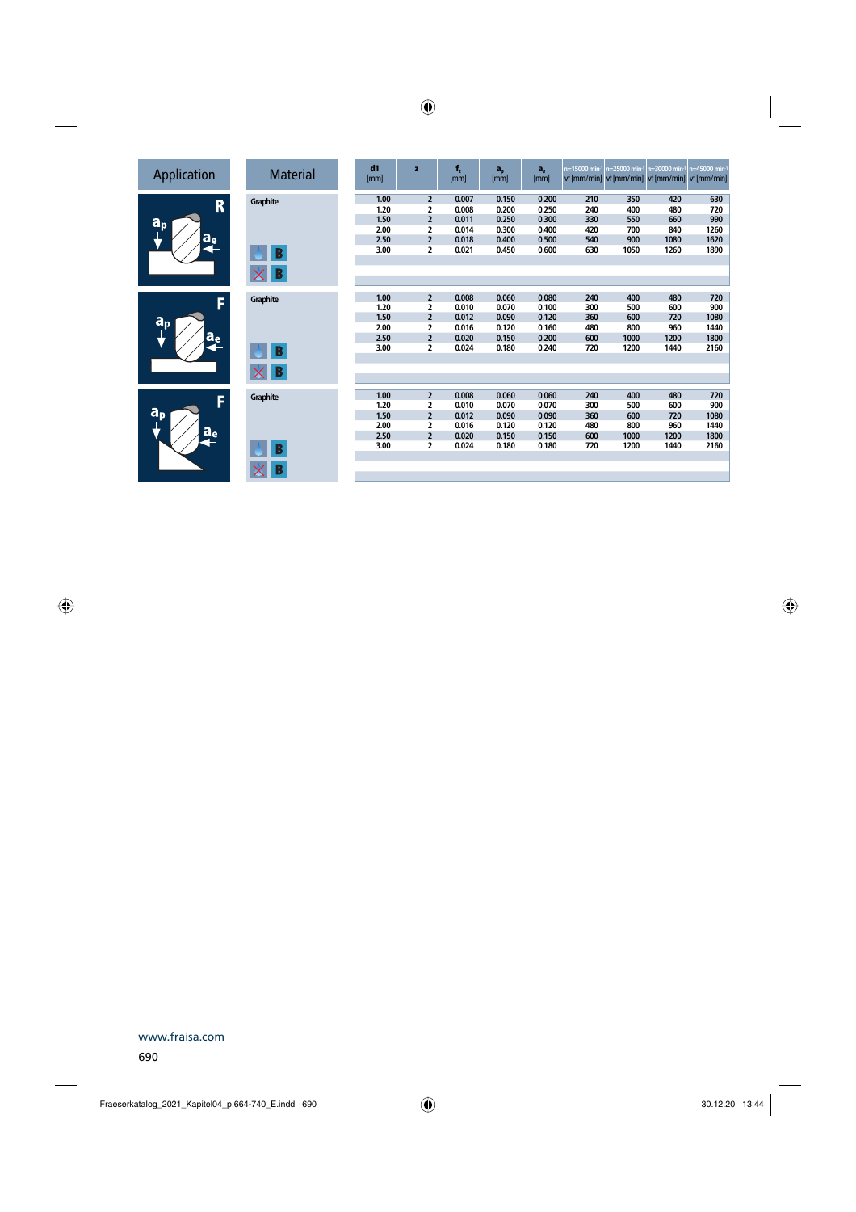| Application | Material | d1 [mm] | z | $f_z$ [mm] | $a_p$ [mm] | $a_e$ [mm] | n=15000 min⁻¹ vf [mm/min] | n=25000 min⁻¹ vf [mm/min] | n=30000 min⁻¹ vf [mm/min] | n=45000 min⁻¹ vf [mm/min] |
|---|---|---|---|---|---|---|---|---|---|---|
| R | Graphite | 1.00 | 2 | 0.007 | 0.150 | 0.200 | 210 | 350 | 420 | 630 |
| | | 1.20 | 2 | 0.008 | 0.200 | 0.250 | 240 | 400 | 480 | 720 |
| | | 1.50 | 2 | 0.011 | 0.250 | 0.300 | 330 | 550 | 660 | 990 |
| | | 2.00 | 2 | 0.014 | 0.300 | 0.400 | 420 | 700 | 840 | 1260 |
| | | 2.50 | 2 | 0.018 | 0.400 | 0.500 | 540 | 900 | 1080 | 1620 |
| | | 3.00 | 2 | 0.021 | 0.450 | 0.600 | 630 | 1050 | 1260 | 1890 |
| F | Graphite | 1.00 | 2 | 0.008 | 0.060 | 0.080 | 240 | 400 | 480 | 720 |
| | | 1.20 | 2 | 0.010 | 0.070 | 0.100 | 300 | 500 | 600 | 900 |
| | | 1.50 | 2 | 0.012 | 0.090 | 0.120 | 360 | 600 | 720 | 1080 |
| | | 2.00 | 2 | 0.016 | 0.120 | 0.160 | 480 | 800 | 960 | 1440 |
| | | 2.50 | 2 | 0.020 | 0.150 | 0.200 | 600 | 1000 | 1200 | 1800 |
| | | 3.00 | 2 | 0.024 | 0.180 | 0.240 | 720 | 1200 | 1440 | 2160 |
| F | Graphite | 1.00 | 2 | 0.008 | 0.060 | 0.060 | 240 | 400 | 480 | 720 |
| | | 1.20 | 2 | 0.010 | 0.070 | 0.070 | 300 | 500 | 600 | 900 |
| | | 1.50 | 2 | 0.012 | 0.090 | 0.090 | 360 | 600 | 720 | 1080 |
| | | 2.00 | 2 | 0.016 | 0.120 | 0.120 | 480 | 800 | 960 | 1440 |
| | | 2.50 | 2 | 0.020 | 0.150 | 0.150 | 600 | 1000 | 1200 | 1800 |
| | | 3.00 | 2 | 0.024 | 0.180 | 0.180 | 720 | 1200 | 1440 | 2160 |

www.fraisa.com